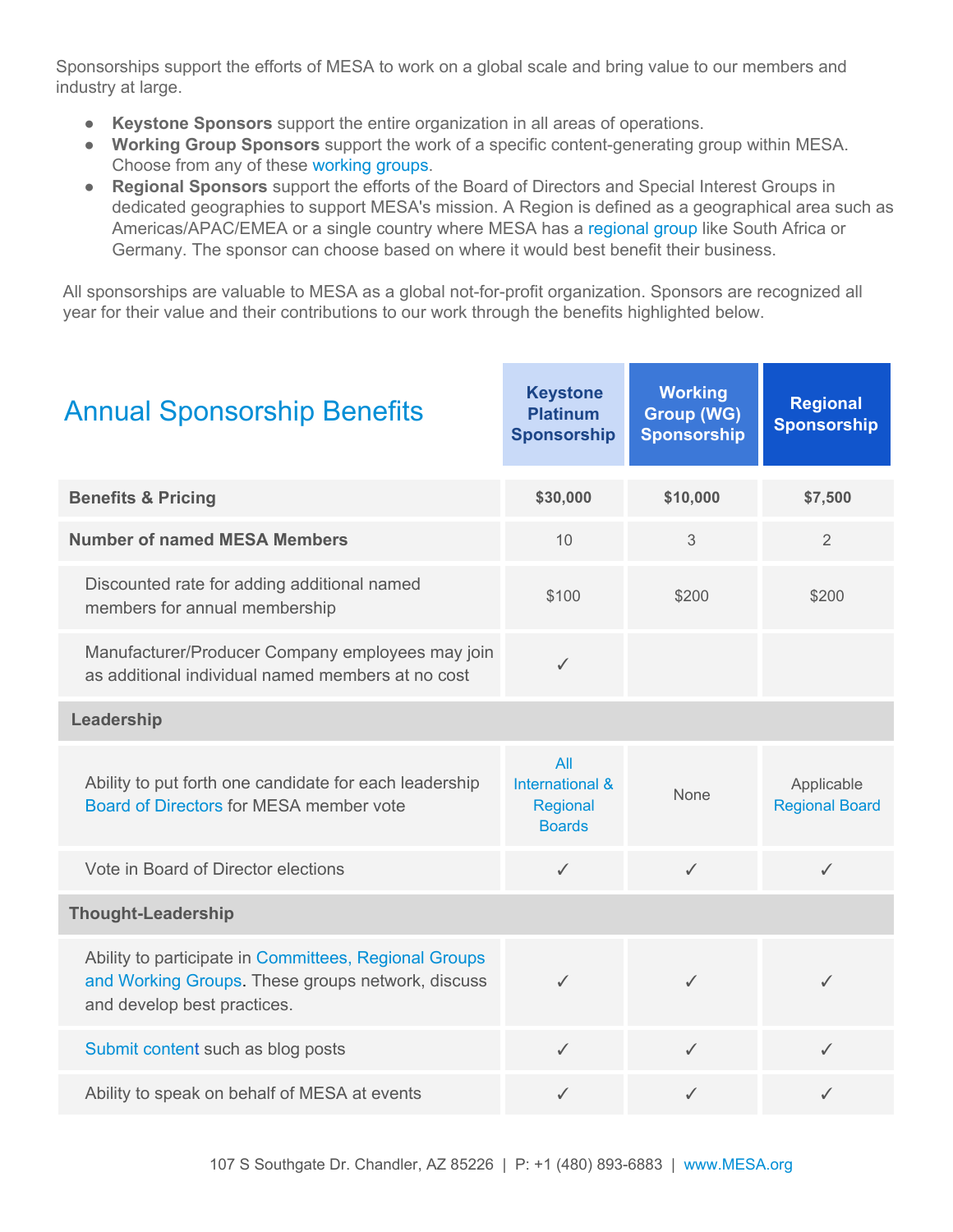Sponsorships support the efforts of MESA to work on a global scale and bring value to our members and industry at large.

- **Keystone Sponsors** support the entire organization in all areas of operations.
- **Working Group Sponsors** support the work of a specific content-generating group within MESA. Choose from any of these working groups.
- **Regional Sponsors** support the efforts of the Board of Directors and Special Interest Groups in dedicated geographies to support MESA's mission. A Region is defined as a geographical area such as Americas/APAC/EMEA or a single country where MESA has a regional group like South Africa or Germany. The sponsor can choose based on where it would best benefit their business.

All sponsorships are valuable to MESA as a global not-for-profit organization. Sponsors are recognized all year for their value and their contributions to our work through the benefits highlighted below.

## Annual Sponsorship Benefits

| Annual Sponsorship Benefits | Keystone Platinum Sponsorship | Working Group (WG) Sponsorship | Regional Sponsorship |
|---|---|---|---|
| **Benefits & Pricing** | **$30,000** | **$10,000** | **$7,500** |
| **Number of named MESA Members** | 10 | 3 | 2 |
| Discounted rate for adding additional named members for annual membership | $100 | $200 | $200 |
| Manufacturer/Producer Company employees may join as additional individual named members at no cost | ✓ | | |
| **Leadership** | | | |
| Ability to put forth one candidate for each leadership Board of Directors for MESA member vote | All International & Regional Boards | None | Applicable Regional Board |
| Vote in Board of Director elections | ✓ | ✓ | ✓ |
| **Thought-Leadership** | | | |
| Ability to participate in Committees, Regional Groups and Working Groups. These groups network, discuss and develop best practices. | ✓ | ✓ | ✓ |
| Submit content such as blog posts | ✓ | ✓ | ✓ |
| Ability to speak on behalf of MESA at events | ✓ | ✓ | ✓ |

107 S Southgate Dr. Chandler, AZ 85226 | P: +1 (480) 893-6883 | www.MESA.org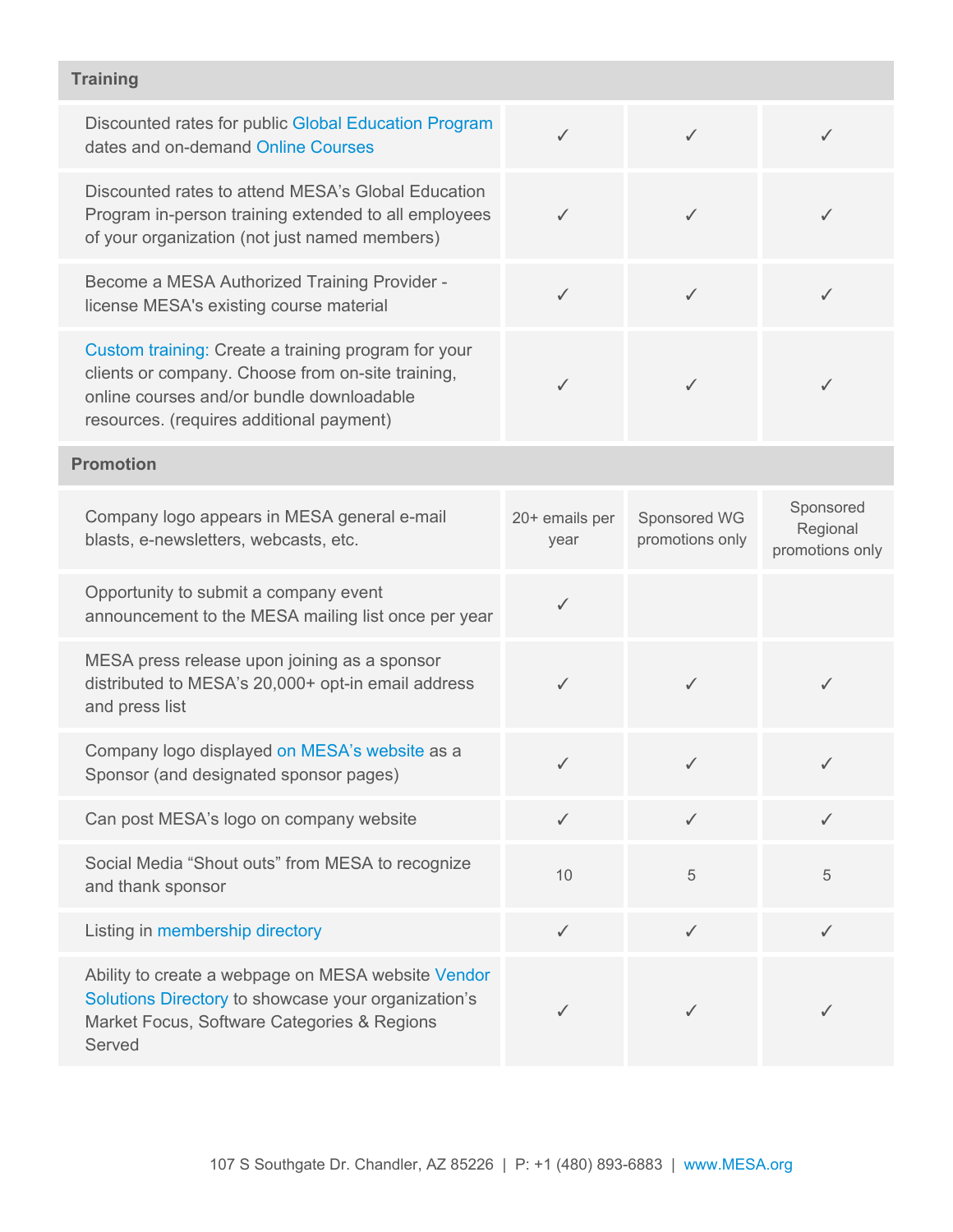| Training | | | |
|---|---|---|---|
| Discounted rates for public Global Education Program dates and on-demand Online Courses | ✓ | ✓ | ✓ |
| Discounted rates to attend MESA's Global Education Program in-person training extended to all employees of your organization (not just named members) | ✓ | ✓ | ✓ |
| Become a MESA Authorized Training Provider - license MESA's existing course material | ✓ | ✓ | ✓ |
| Custom training: Create a training program for your clients or company. Choose from on-site training, online courses and/or bundle downloadable resources. (requires additional payment) | ✓ | ✓ | ✓ |
| **Promotion** | | | |
| Company logo appears in MESA general e-mail blasts, e-newsletters, webcasts, etc. | 20+ emails per year | Sponsored WG promotions only | Sponsored Regional promotions only |
| Opportunity to submit a company event announcement to the MESA mailing list once per year | ✓ | | |
| MESA press release upon joining as a sponsor distributed to MESA's 20,000+ opt-in email address and press list | ✓ | ✓ | ✓ |
| Company logo displayed on MESA's website as a Sponsor (and designated sponsor pages) | ✓ | ✓ | ✓ |
| Can post MESA's logo on company website | ✓ | ✓ | ✓ |
| Social Media "Shout outs" from MESA to recognize and thank sponsor | 10 | 5 | 5 |
| Listing in membership directory | ✓ | ✓ | ✓ |
| Ability to create a webpage on MESA website Vendor Solutions Directory to showcase your organization's Market Focus, Software Categories & Regions Served | ✓ | ✓ | ✓ |

107 S Southgate Dr. Chandler, AZ 85226 | P: +1 (480) 893-6883 | www.MESA.org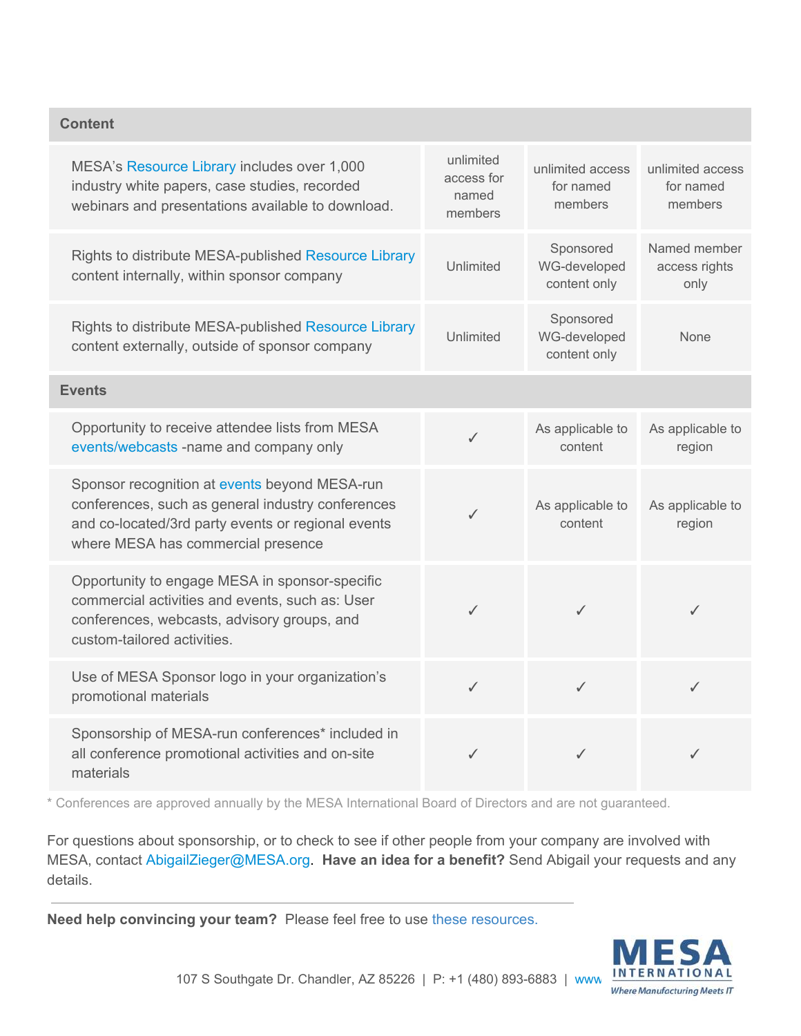| | | | |
|---|---|---|---|
| **Content** | | | |
| MESA's Resource Library includes over 1,000 industry white papers, case studies, recorded webinars and presentations available to download. | unlimited access for named members | unlimited access for named members | unlimited access for named members |
| Rights to distribute MESA-published Resource Library content internally, within sponsor company | Unlimited | Sponsored WG-developed content only | Named member access rights only |
| Rights to distribute MESA-published Resource Library content externally, outside of sponsor company | Unlimited | Sponsored WG-developed content only | None |
| **Events** | | | |
| Opportunity to receive attendee lists from MESA events/webcasts -name and company only | ✓ | As applicable to content | As applicable to region |
| Sponsor recognition at events beyond MESA-run conferences, such as general industry conferences and co-located/3rd party events or regional events where MESA has commercial presence | ✓ | As applicable to content | As applicable to region |
| Opportunity to engage MESA in sponsor-specific commercial activities and events, such as: User conferences, webcasts, advisory groups, and custom-tailored activities. | ✓ | ✓ | ✓ |
| Use of MESA Sponsor logo in your organization's promotional materials | ✓ | ✓ | ✓ |
| Sponsorship of MESA-run conferences* included in all conference promotional activities and on-site materials | ✓ | ✓ | ✓ |

* Conferences are approved annually by the MESA International Board of Directors and are not guaranteed.

For questions about sponsorship, or to check to see if other people from your company are involved with MESA, contact AbigailZieger@MESA.org. **Have an idea for a benefit?** Send Abigail your requests and any details.

---

**Need help convincing your team?** Please feel free to use these resources.

107 S Southgate Dr. Chandler, AZ 85226 | P: +1 (480) 893-6883 | www

MESA INTERNATIONAL
Where Manufacturing Meets IT